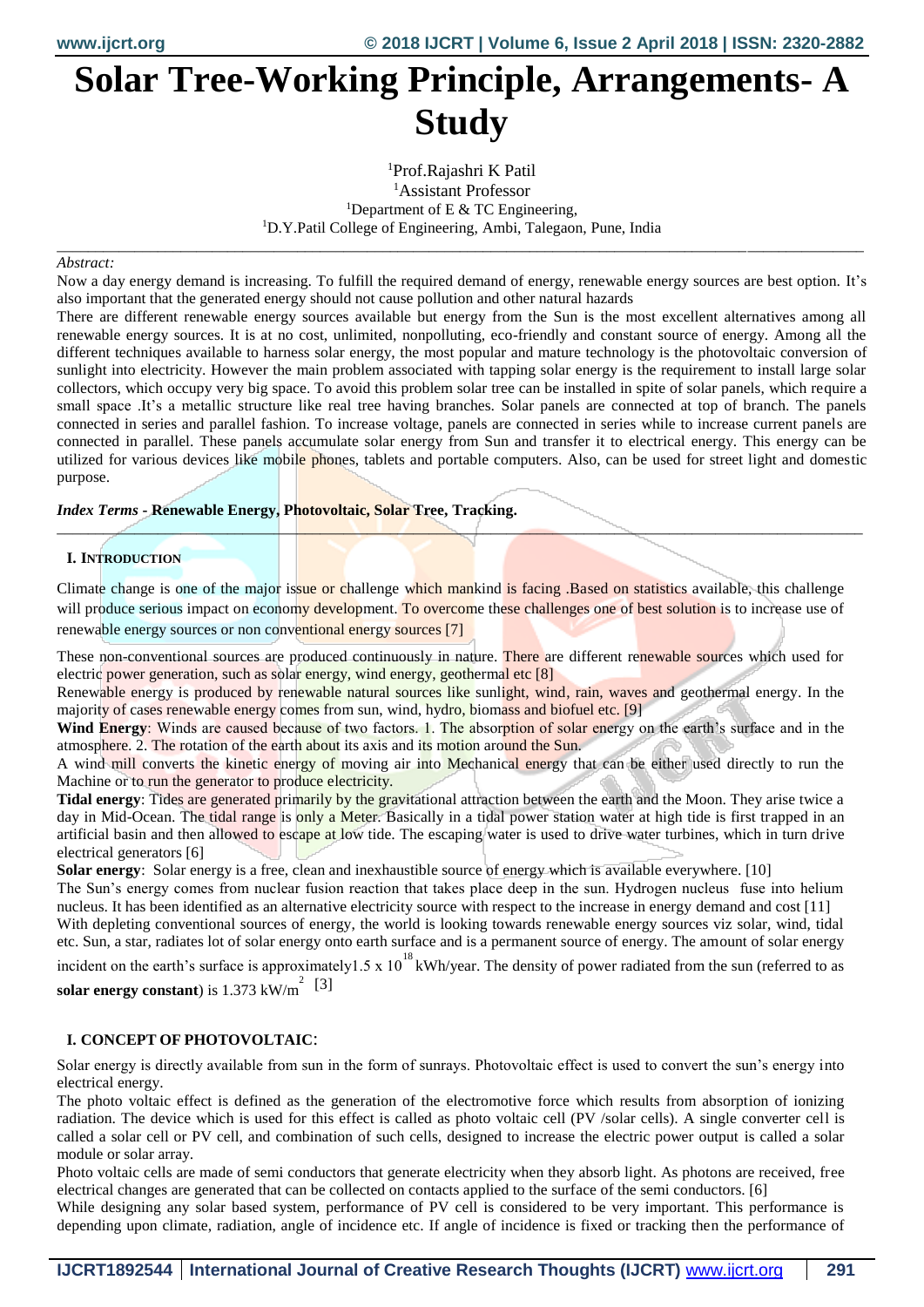# Solar Tree-Working Principle, Arrangements- A Study

[1]Prof.Rajashri K Patil
[1]Assistant Professor
[1]Department of E & TC Engineering,
[1]D.Y.Patil College of Engineering, Ambi, Talegaon, Pune, India

*Abstract:*

Now a day energy demand is increasing. To fulfill the required demand of energy, renewable energy sources are best option. It's also important that the generated energy should not cause pollution and other natural hazards

There are different renewable energy sources available but energy from the Sun is the most excellent alternatives among all renewable energy sources. It is at no cost, unlimited, nonpolluting, eco-friendly and constant source of energy. Among all the different techniques available to harness solar energy, the most popular and mature technology is the photovoltaic conversion of sunlight into electricity. However the main problem associated with tapping solar energy is the requirement to install large solar collectors, which occupy very big space. To avoid this problem solar tree can be installed in spite of solar panels, which require a small space .It's a metallic structure like real tree having branches. Solar panels are connected at top of branch. The panels connected in series and parallel fashion. To increase voltage, panels are connected in series while to increase current panels are connected in parallel. These panels accumulate solar energy from Sun and transfer it to electrical energy. This energy can be utilized for various devices like mobile phones, tablets and portable computers. Also, can be used for street light and domestic purpose.

***Index Terms* - Renewable Energy, Photovoltaic, Solar Tree, Tracking.**

## I. INTRODUCTION

Climate change is one of the major issue or challenge which mankind is facing .Based on statistics available, this challenge will produce serious impact on economy development. To overcome these challenges one of best solution is to increase use of renewable energy sources or non conventional energy sources [7]

These non-conventional sources are produced continuously in nature. There are different renewable sources which used for electric power generation, such as solar energy, wind energy, geothermal etc [8]

Renewable energy is produced by renewable natural sources like sunlight, wind, rain, waves and geothermal energy. In the majority of cases renewable energy comes from sun, wind, hydro, biomass and biofuel etc. [9]

**Wind Energy**: Winds are caused because of two factors. 1. The absorption of solar energy on the earth's surface and in the atmosphere. 2. The rotation of the earth about its axis and its motion around the Sun.

A wind mill converts the kinetic energy of moving air into Mechanical energy that can be either used directly to run the Machine or to run the generator to produce electricity.

**Tidal energy**: Tides are generated primarily by the gravitational attraction between the earth and the Moon. They arise twice a day in Mid-Ocean. The tidal range is only a Meter. Basically in a tidal power station water at high tide is first trapped in an artificial basin and then allowed to escape at low tide. The escaping water is used to drive water turbines, which in turn drive electrical generators [6]

**Solar energy**: Solar energy is a free, clean and inexhaustible source of energy which is available everywhere. [10]

The Sun's energy comes from nuclear fusion reaction that takes place deep in the sun. Hydrogen nucleus fuse into helium nucleus. It has been identified as an alternative electricity source with respect to the increase in energy demand and cost [11]

With depleting conventional sources of energy, the world is looking towards renewable energy sources viz solar, wind, tidal etc. Sun, a star, radiates lot of solar energy onto earth surface and is a permanent source of energy. The amount of solar energy incident on the earth's surface is approximately $1.5 \times 10^{18}$ kWh/year. The density of power radiated from the sun (referred to as **solar energy constant**) is 1.373 kW/$m^2$ [3]

## I. CONCEPT OF PHOTOVOLTAIC:

Solar energy is directly available from sun in the form of sunrays. Photovoltaic effect is used to convert the sun's energy into electrical energy.

The photo voltaic effect is defined as the generation of the electromotive force which results from absorption of ionizing radiation. The device which is used for this effect is called as photo voltaic cell (PV /solar cells). A single converter cell is called a solar cell or PV cell, and combination of such cells, designed to increase the electric power output is called a solar module or solar array.

Photo voltaic cells are made of semi conductors that generate electricity when they absorb light. As photons are received, free electrical changes are generated that can be collected on contacts applied to the surface of the semi conductors. [6]

While designing any solar based system, performance of PV cell is considered to be very important. This performance is depending upon climate, radiation, angle of incidence etc. If angle of incidence is fixed or tracking then the performance of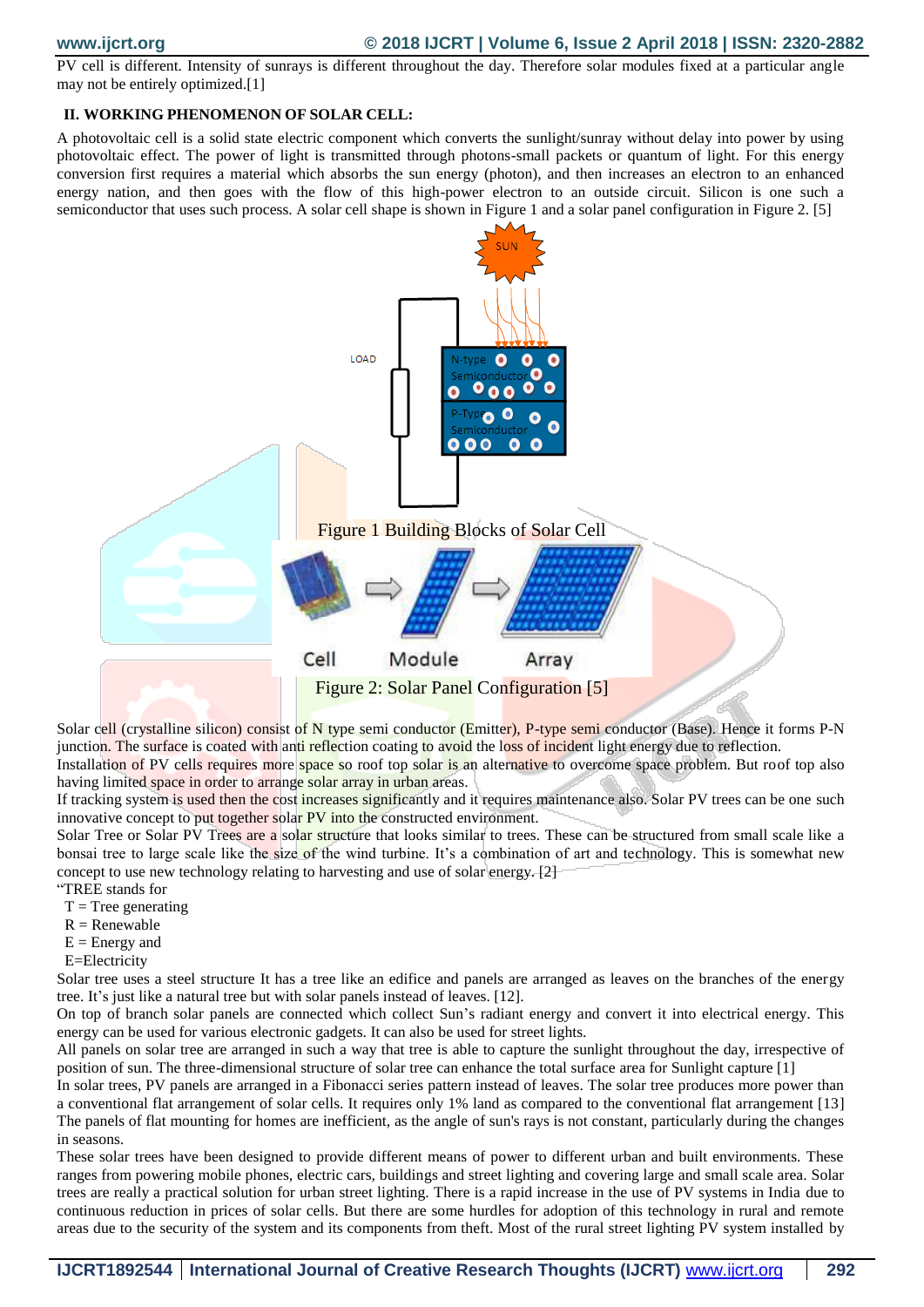PV cell is different. Intensity of sunrays is different throughout the day. Therefore solar modules fixed at a particular angle may not be entirely optimized.[1]

## II. WORKING PHENOMENON OF SOLAR CELL:

A photovoltaic cell is a solid state electric component which converts the sunlight/sunray without delay into power by using photovoltaic effect. The power of light is transmitted through photons-small packets or quantum of light. For this energy conversion first requires a material which absorbs the sun energy (photon), and then increases an electron to an enhanced energy nation, and then goes with the flow of this high-power electron to an outside circuit. Silicon is one such a semiconductor that uses such process. A solar cell shape is shown in Figure 1 and a solar panel configuration in Figure 2. [5]

Figure 1 Building Blocks of Solar Cell

Figure 2: Solar Panel Configuration [5]

Solar cell (crystalline silicon) consist of N type semi conductor (Emitter), P-type semi conductor (Base). Hence it forms P-N junction. The surface is coated with anti reflection coating to avoid the loss of incident light energy due to reflection.

Installation of PV cells requires more space so roof top solar is an alternative to overcome space problem. But roof top also having limited space in order to arrange solar array in urban areas.

If tracking system is used then the cost increases significantly and it requires maintenance also. Solar PV trees can be one such innovative concept to put together solar PV into the constructed environment.

Solar Tree or Solar PV Trees are a solar structure that looks similar to trees. These can be structured from small scale like a bonsai tree to large scale like the size of the wind turbine. It's a combination of art and technology. This is somewhat new concept to use new technology relating to harvesting and use of solar energy. [2]

"TREE stands for

- T = Tree generating
- R = Renewable
- E = Energy and
- E=Electricity

Solar tree uses a steel structure It has a tree like an edifice and panels are arranged as leaves on the branches of the energy tree. It's just like a natural tree but with solar panels instead of leaves. [12].

On top of branch solar panels are connected which collect Sun's radiant energy and convert it into electrical energy. This energy can be used for various electronic gadgets. It can also be used for street lights.

All panels on solar tree are arranged in such a way that tree is able to capture the sunlight throughout the day, irrespective of position of sun. The three-dimensional structure of solar tree can enhance the total surface area for Sunlight capture [1]

In solar trees, PV panels are arranged in a Fibonacci series pattern instead of leaves. The solar tree produces more power than a conventional flat arrangement of solar cells. It requires only 1% land as compared to the conventional flat arrangement [13]

The panels of flat mounting for homes are inefficient, as the angle of sun's rays is not constant, particularly during the changes in seasons.

These solar trees have been designed to provide different means of power to different urban and built environments. These ranges from powering mobile phones, electric cars, buildings and street lighting and covering large and small scale area. Solar trees are really a practical solution for urban street lighting. There is a rapid increase in the use of PV systems in India due to continuous reduction in prices of solar cells. But there are some hurdles for adoption of this technology in rural and remote areas due to the security of the system and its components from theft. Most of the rural street lighting PV system installed by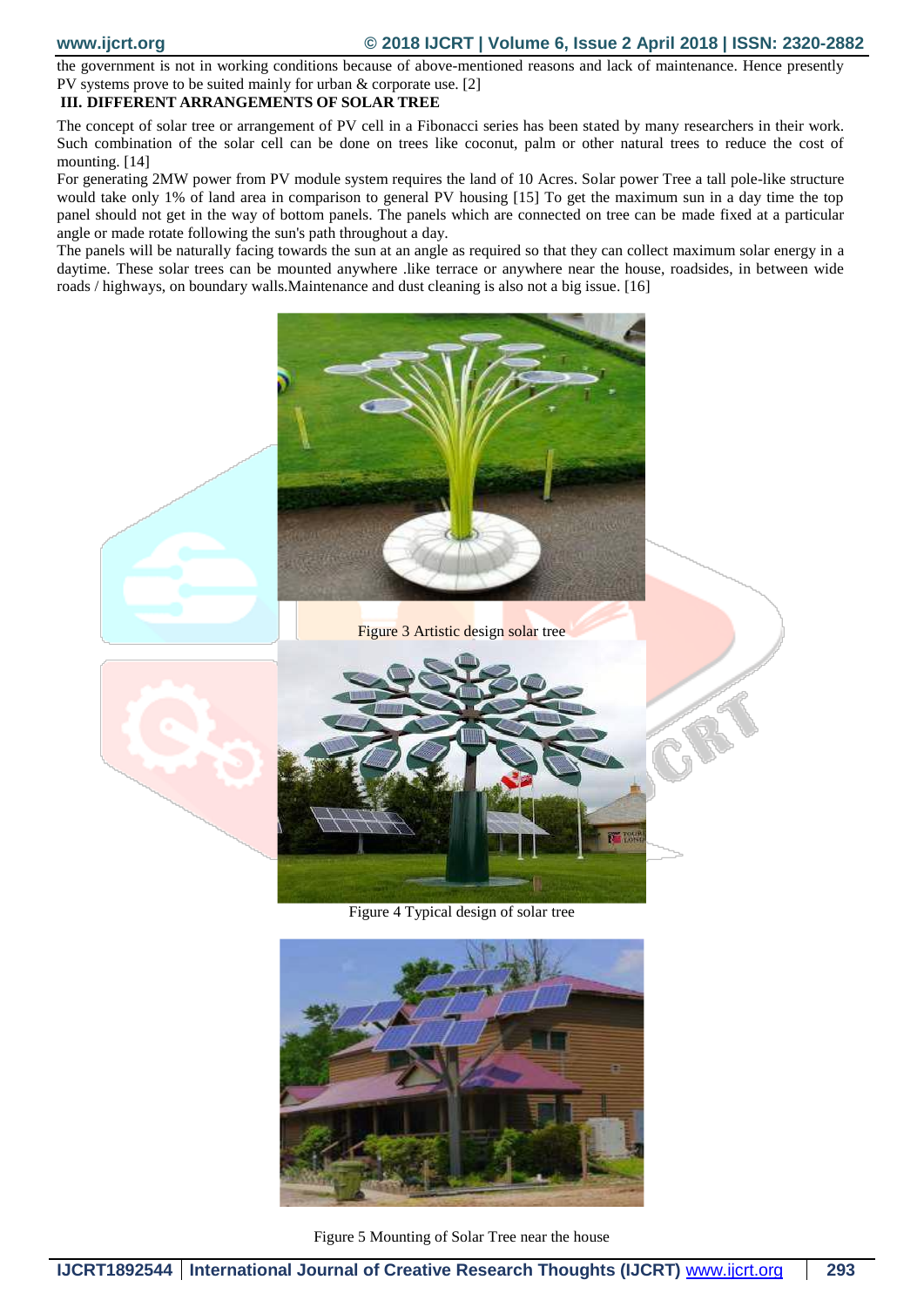the government is not in working conditions because of above-mentioned reasons and lack of maintenance. Hence presently PV systems prove to be suited mainly for urban & corporate use. [2]

## III. DIFFERENT ARRANGEMENTS OF SOLAR TREE

The concept of solar tree or arrangement of PV cell in a Fibonacci series has been stated by many researchers in their work. Such combination of the solar cell can be done on trees like coconut, palm or other natural trees to reduce the cost of mounting. [14]

For generating 2MW power from PV module system requires the land of 10 Acres. Solar power Tree a tall pole-like structure would take only 1% of land area in comparison to general PV housing [15] To get the maximum sun in a day time the top panel should not get in the way of bottom panels. The panels which are connected on tree can be made fixed at a particular angle or made rotate following the sun's path throughout a day.

The panels will be naturally facing towards the sun at an angle as required so that they can collect maximum solar energy in a daytime. These solar trees can be mounted anywhere .like terrace or anywhere near the house, roadsides, in between wide roads / highways, on boundary walls.Maintenance and dust cleaning is also not a big issue. [16]

Figure 3 Artistic design solar tree

Figure 4 Typical design of solar tree

Figure 5 Mounting of Solar Tree near the house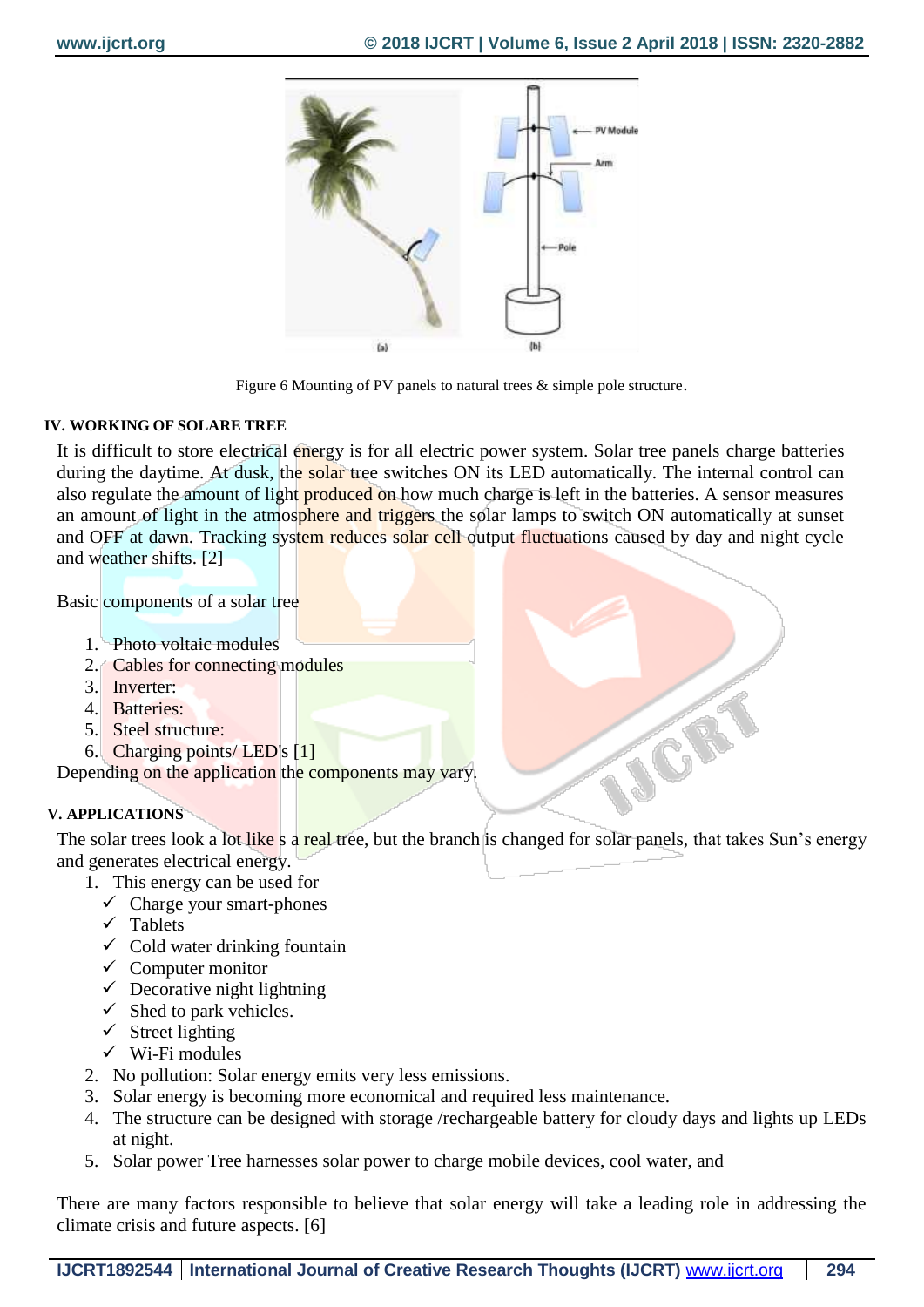Figure 6 Mounting of PV panels to natural trees & simple pole structure.

### IV. WORKING OF SOLARE TREE

It is difficult to store electrical energy is for all electric power system. Solar tree panels charge batteries during the daytime. At dusk, the solar tree switches ON its LED automatically. The internal control can also regulate the amount of light produced on how much charge is left in the batteries. A sensor measures an amount of light in the atmosphere and triggers the solar lamps to switch ON automatically at sunset and OFF at dawn. Tracking system reduces solar cell output fluctuations caused by day and night cycle and weather shifts. [2]

Basic components of a solar tree

1. Photo voltaic modules
2. Cables for connecting modules
3. Inverter:
4. Batteries:
5. Steel structure:
6. Charging points/ LED's [1]

Depending on the application the components may vary.

### V. APPLICATIONS

The solar trees look a lot like s a real tree, but the branch is changed for solar panels, that takes Sun's energy and generates electrical energy.

1. This energy can be used for
   - ✓ Charge your smart-phones
   - ✓ Tablets
   - ✓ Cold water drinking fountain
   - ✓ Computer monitor
   - ✓ Decorative night lightning
   - ✓ Shed to park vehicles.
   - ✓ Street lighting
   - ✓ Wi-Fi modules
2. No pollution: Solar energy emits very less emissions.
3. Solar energy is becoming more economical and required less maintenance.
4. The structure can be designed with storage /rechargeable battery for cloudy days and lights up LEDs at night.
5. Solar power Tree harnesses solar power to charge mobile devices, cool water, and

There are many factors responsible to believe that solar energy will take a leading role in addressing the climate crisis and future aspects. [6]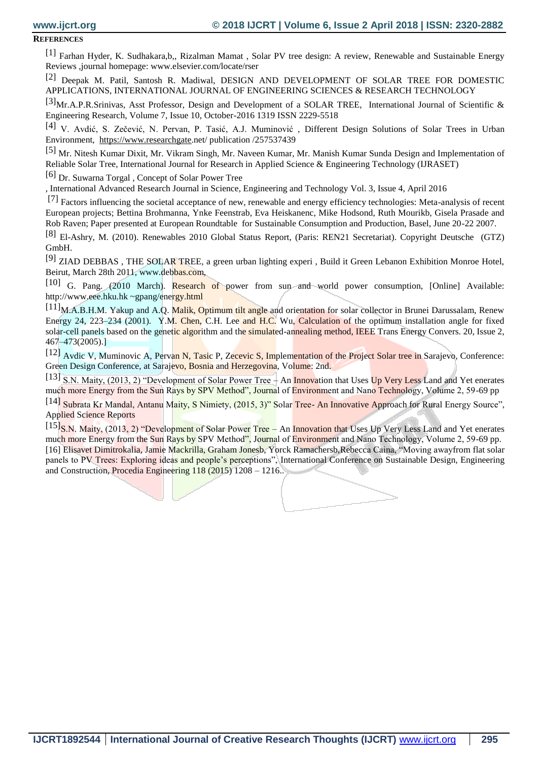**REFERENCES**

[1] Farhan Hyder, K. Sudhakara,b,, Rizalman Mamat , Solar PV tree design: A review, Renewable and Sustainable Energy Reviews ,journal homepage: www.elsevier.com/locate/rser

[2] Deepak M. Patil, Santosh R. Madiwal, DESIGN AND DEVELOPMENT OF SOLAR TREE FOR DOMESTIC APPLICATIONS, INTERNATIONAL JOURNAL OF ENGINEERING SCIENCES & RESEARCH TECHNOLOGY

[3]Mr.A.P.R.Srinivas, Asst Professor, Design and Development of a SOLAR TREE, International Journal of Scientific & Engineering Research, Volume 7, Issue 10, October-2016 1319 ISSN 2229-5518

[4] V. Avdić, S. Zečević, N. Pervan, P. Tasić, A.J. Muminović , Different Design Solutions of Solar Trees in Urban Environment, https://www.researchgate.net/ publication /257537439

[5] Mr. Nitesh Kumar Dixit, Mr. Vikram Singh, Mr. Naveen Kumar, Mr. Manish Kumar Sunda Design and Implementation of Reliable Solar Tree, International Journal for Research in Applied Science & Engineering Technology (IJRASET)

[6] Dr. Suwarna Torgal , Concept of Solar Power Tree

, International Advanced Research Journal in Science, Engineering and Technology Vol. 3, Issue 4, April 2016

[7] Factors influencing the societal acceptance of new, renewable and energy efficiency technologies: Meta-analysis of recent European projects; Bettina Brohmanna, Ynke Feenstrab, Eva Heiskanenc, Mike Hodsond, Ruth Mourikb, Gisela Prasade and Rob Raven; Paper presented at European Roundtable for Sustainable Consumption and Production, Basel, June 20-22 2007.

[8] El-Ashry, M. (2010). Renewables 2010 Global Status Report, (Paris: REN21 Secretariat). Copyright Deutsche (GTZ) GmbH.

[9] ZIAD DEBBAS , THE SOLAR TREE, a green urban lighting experi , Build it Green Lebanon Exhibition Monroe Hotel, Beirut, March 28th 2011, www.debbas.com,

[10] G. Pang. (2010 March). Research of power from sun and world power consumption, [Online] Available: http://www.eee.hku.hk ~gpang/energy.html

[11]M.A.B.H.M. Yakup and A.Q. Malik, Optimum tilt angle and orientation for solar collector in Brunei Darussalam, Renew Energy 24, 223–234 (2001). Y.M. Chen, C.H. Lee and H.C. Wu, Calculation of the optimum installation angle for fixed solar-cell panels based on the genetic algorithm and the simulated-annealing method, IEEE Trans Energy Convers. 20, Issue 2, 467–473(2005).]

[12] Avdic V, Muminovic A, Pervan N, Tasic P, Zecevic S, Implementation of the Project Solar tree in Sarajevo, Conference: Green Design Conference, at Sarajevo, Bosnia and Herzegovina, Volume: 2nd.

[13] S.N. Maity, (2013, 2) "Development of Solar Power Tree – An Innovation that Uses Up Very Less Land and Yet enerates much more Energy from the Sun Rays by SPV Method", Journal of Environment and Nano Technology, Volume 2, 59-69 pp

[14] Subrata Kr Mandal, Antanu Maity, S Nimiety, (2015, 3)" Solar Tree- An Innovative Approach for Rural Energy Source", Applied Science Reports

[15]S.N. Maity, (2013, 2) "Development of Solar Power Tree – An Innovation that Uses Up Very Less Land and Yet enerates much more Energy from the Sun Rays by SPV Method", Journal of Environment and Nano Technology, Volume 2, 59-69 pp.

[16] Elisavet Dimitrokalia, Jamie Mackrilla, Graham Jonesb, Yorck Ramachersb,Rebecca Caina, "Moving awayfrom flat solar panels to PV Trees: Exploring ideas and people's perceptions", International Conference on Sustainable Design, Engineering and Construction, Procedia Engineering 118 (2015) 1208 – 1216..